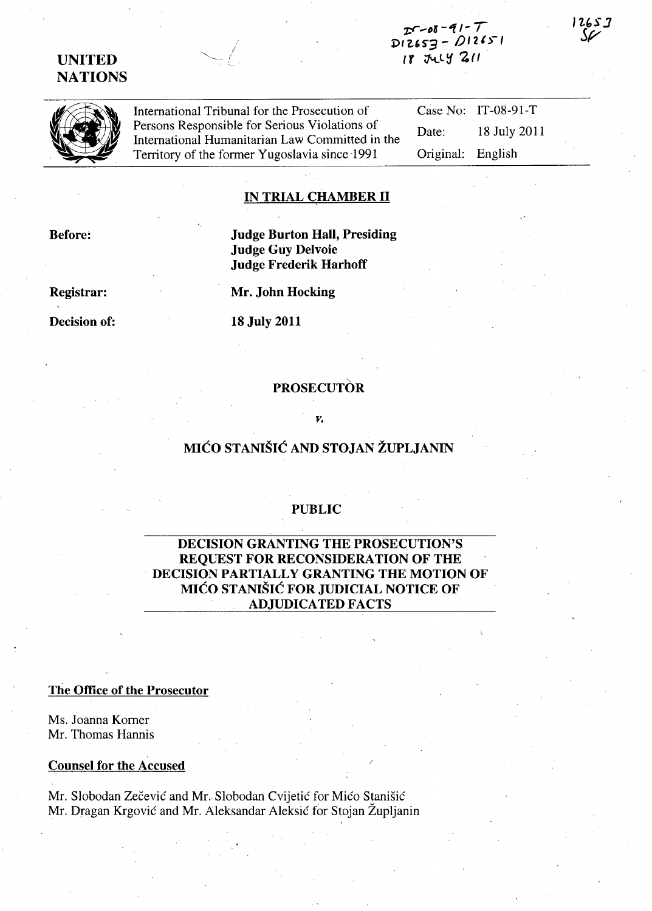IT-08-91-T
D12653 - D12651
18 July 2011

12653
SF

**UNITED NATIONS**

International Tribunal for the Prosecution of Persons Responsible for Serious Violations of International Humanitarian Law Committed in the Territory of the former Yugoslavia since 1991

Case No: IT-08-91-T
Date: 18 July 2011
Original: English

## IN TRIAL CHAMBER II

**Before:**
**Judge Burton Hall, Presiding**
**Judge Guy Delvoie**
**Judge Frederik Harhoff**

**Registrar:** **Mr. John Hocking**

**Decision of:** **18 July 2011**

**PROSECUTOR**

***v.***

**MIĆO STANIŠIĆ AND STOJAN ŽUPLJANIN**

**PUBLIC**

## DECISION GRANTING THE PROSECUTION'S REQUEST FOR RECONSIDERATION OF THE DECISION PARTIALLY GRANTING THE MOTION OF MIĆO STANIŠIĆ FOR JUDICIAL NOTICE OF ADJUDICATED FACTS

**The Office of the Prosecutor**

Ms. Joanna Korner
Mr. Thomas Hannis

**Counsel for the Accused**

Mr. Slobodan Zečević and Mr. Slobodan Cvijetić for Mićo Stanišić
Mr. Dragan Krgović and Mr. Aleksandar Aleksić for Stojan Župljanin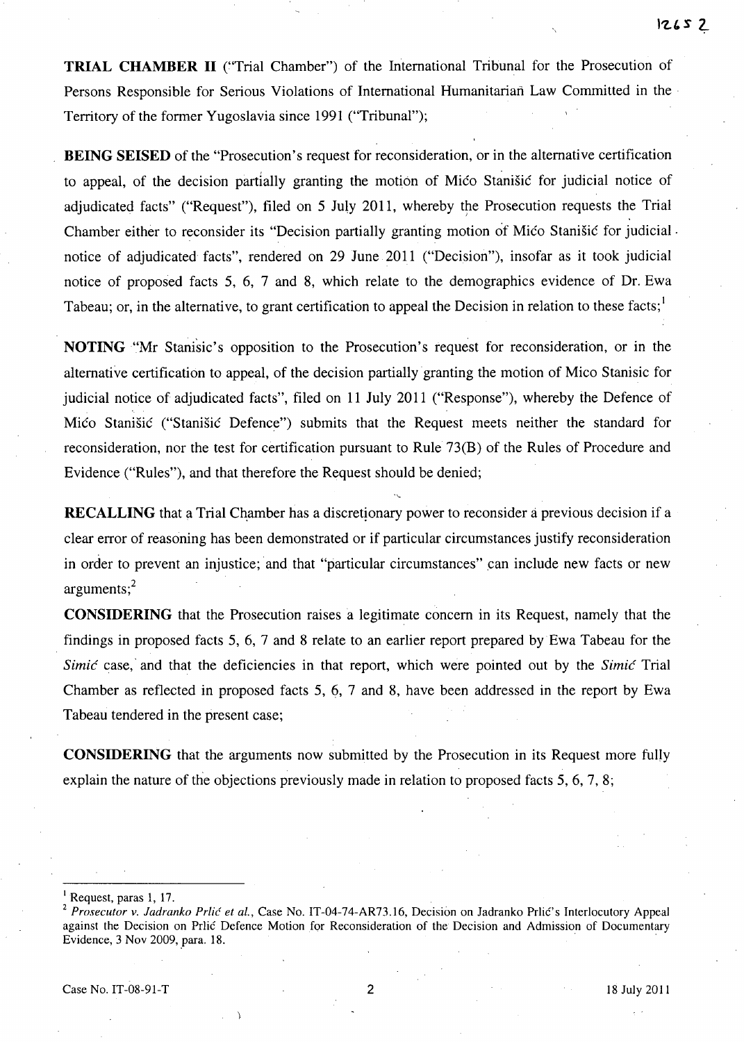**TRIAL CHAMBER II** ("Trial Chamber") of the International Tribunal for the Prosecution of Persons Responsible for Serious Violations of International Humanitarian Law Committed in the Territory of the former Yugoslavia since 1991 ("Tribunal");

**BEING SEISED** of the "Prosecution's request for reconsideration, or in the alternative certification to appeal, of the decision partially granting the motion of Mićo Stanišić for judicial notice of adjudicated facts" ("Request"), filed on 5 July 2011, whereby the Prosecution requests the Trial Chamber either to reconsider its "Decision partially granting motion of Mićo Stanišić for judicial notice of adjudicated facts", rendered on 29 June 2011 ("Decision"), insofar as it took judicial notice of proposed facts 5, 6, 7 and 8, which relate to the demographics evidence of Dr. Ewa Tabeau; or, in the alternative, to grant certification to appeal the Decision in relation to these facts;[1]

**NOTING** "Mr Stanišic's opposition to the Prosecution's request for reconsideration, or in the alternative certification to appeal, of the decision partially granting the motion of Mico Stanisic for judicial notice of adjudicated facts", filed on 11 July 2011 ("Response"), whereby the Defence of Mićo Stanišić ("Stanišić Defence") submits that the Request meets neither the standard for reconsideration, nor the test for certification pursuant to Rule 73(B) of the Rules of Procedure and Evidence ("Rules"), and that therefore the Request should be denied;

**RECALLING** that a Trial Chamber has a discretionary power to reconsider a previous decision if a clear error of reasoning has been demonstrated or if particular circumstances justify reconsideration in order to prevent an injustice; and that "particular circumstances" can include new facts or new arguments;[2]

**CONSIDERING** that the Prosecution raises a legitimate concern in its Request, namely that the findings in proposed facts 5, 6, 7 and 8 relate to an earlier report prepared by Ewa Tabeau for the *Simić* case, and that the deficiencies in that report, which were pointed out by the *Simić* Trial Chamber as reflected in proposed facts 5, 6, 7 and 8, have been addressed in the report by Ewa Tabeau tendered in the present case;

**CONSIDERING** that the arguments now submitted by the Prosecution in its Request more fully explain the nature of the objections previously made in relation to proposed facts 5, 6, 7, 8;

---

[1] Request, paras 1, 17.

[2] *Prosecutor v. Jadranko Prlić et al.*, Case No. IT-04-74-AR73.16, Decision on Jadranko Prlić's Interlocutory Appeal against the Decision on Prlić Defence Motion for Reconsideration of the Decision and Admission of Documentary Evidence, 3 Nov 2009, para. 18.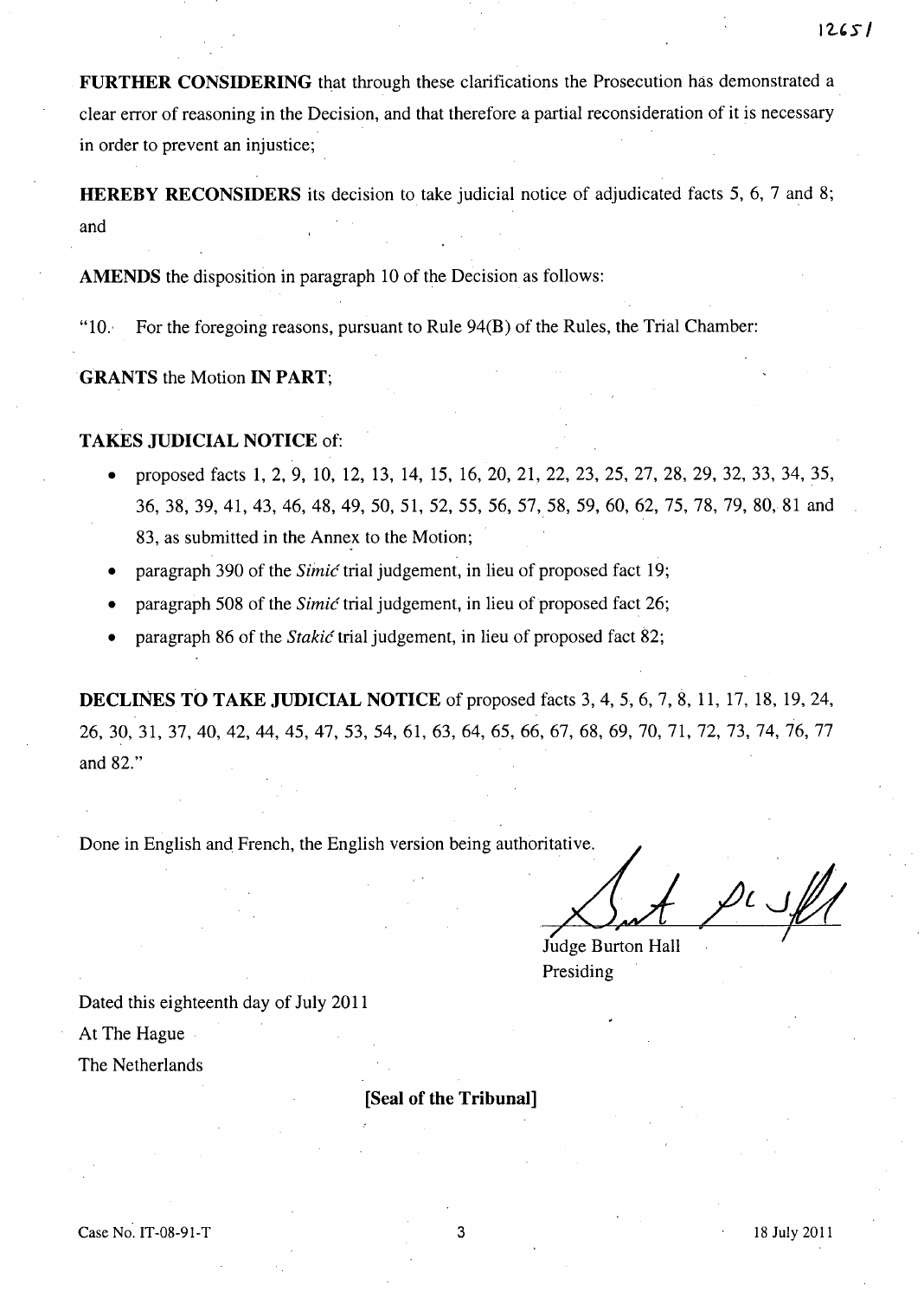**FURTHER CONSIDERING** that through these clarifications the Prosecution has demonstrated a clear error of reasoning in the Decision, and that therefore a partial reconsideration of it is necessary in order to prevent an injustice;

**HEREBY RECONSIDERS** its decision to take judicial notice of adjudicated facts 5, 6, 7 and 8; and

**AMENDS** the disposition in paragraph 10 of the Decision as follows:

"10. For the foregoing reasons, pursuant to Rule 94(B) of the Rules, the Trial Chamber:

**GRANTS** the Motion **IN PART**;

**TAKES JUDICIAL NOTICE** of:

- proposed facts 1, 2, 9, 10, 12, 13, 14, 15, 16, 20, 21, 22, 23, 25, 27, 28, 29, 32, 33, 34, 35, 36, 38, 39, 41, 43, 46, 48, 49, 50, 51, 52, 55, 56, 57, 58, 59, 60, 62, 75, 78, 79, 80, 81 and 83, as submitted in the Annex to the Motion;
- paragraph 390 of the *Simić* trial judgement, in lieu of proposed fact 19;
- paragraph 508 of the *Simić* trial judgement, in lieu of proposed fact 26;
- paragraph 86 of the *Stakić* trial judgement, in lieu of proposed fact 82;

**DECLINES TO TAKE JUDICIAL NOTICE** of proposed facts 3, 4, 5, 6, 7, 8, 11, 17, 18, 19, 24, 26, 30, 31, 37, 40, 42, 44, 45, 47, 53, 54, 61, 63, 64, 65, 66, 67, 68, 69, 70, 71, 72, 73, 74, 76, 77 and 82."

Done in English and French, the English version being authoritative.

Judge Burton Hall
Presiding

Dated this eighteenth day of July 2011
At The Hague
The Netherlands

**[Seal of the Tribunal]**